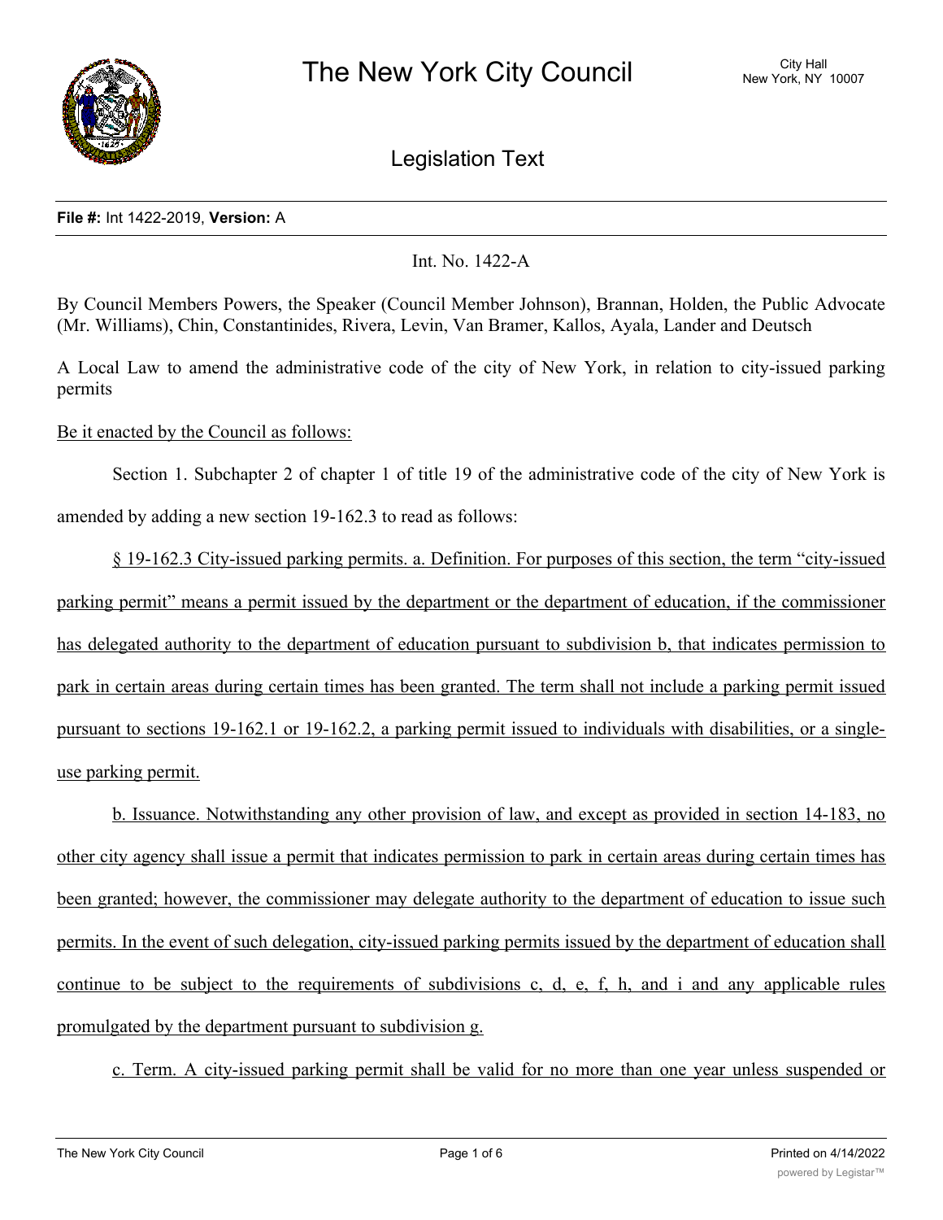# The New York City Council

City Hall
New York, NY 10007

## Legislation Text

**File #:** Int 1422-2019, **Version:** A

Int. No. 1422-A

By Council Members Powers, the Speaker (Council Member Johnson), Brannan, Holden, the Public Advocate (Mr. Williams), Chin, Constantinides, Rivera, Levin, Van Bramer, Kallos, Ayala, Lander and Deutsch

A Local Law to amend the administrative code of the city of New York, in relation to city-issued parking permits

Be it enacted by the Council as follows:

Section 1. Subchapter 2 of chapter 1 of title 19 of the administrative code of the city of New York is amended by adding a new section 19-162.3 to read as follows:

§ 19-162.3 City-issued parking permits. a. Definition. For purposes of this section, the term "city-issued parking permit" means a permit issued by the department or the department of education, if the commissioner has delegated authority to the department of education pursuant to subdivision b, that indicates permission to park in certain areas during certain times has been granted. The term shall not include a parking permit issued pursuant to sections 19-162.1 or 19-162.2, a parking permit issued to individuals with disabilities, or a single-use parking permit.

b. Issuance. Notwithstanding any other provision of law, and except as provided in section 14-183, no other city agency shall issue a permit that indicates permission to park in certain areas during certain times has been granted; however, the commissioner may delegate authority to the department of education to issue such permits. In the event of such delegation, city-issued parking permits issued by the department of education shall continue to be subject to the requirements of subdivisions c, d, e, f, h, and i and any applicable rules promulgated by the department pursuant to subdivision g.

c. Term. A city-issued parking permit shall be valid for no more than one year unless suspended or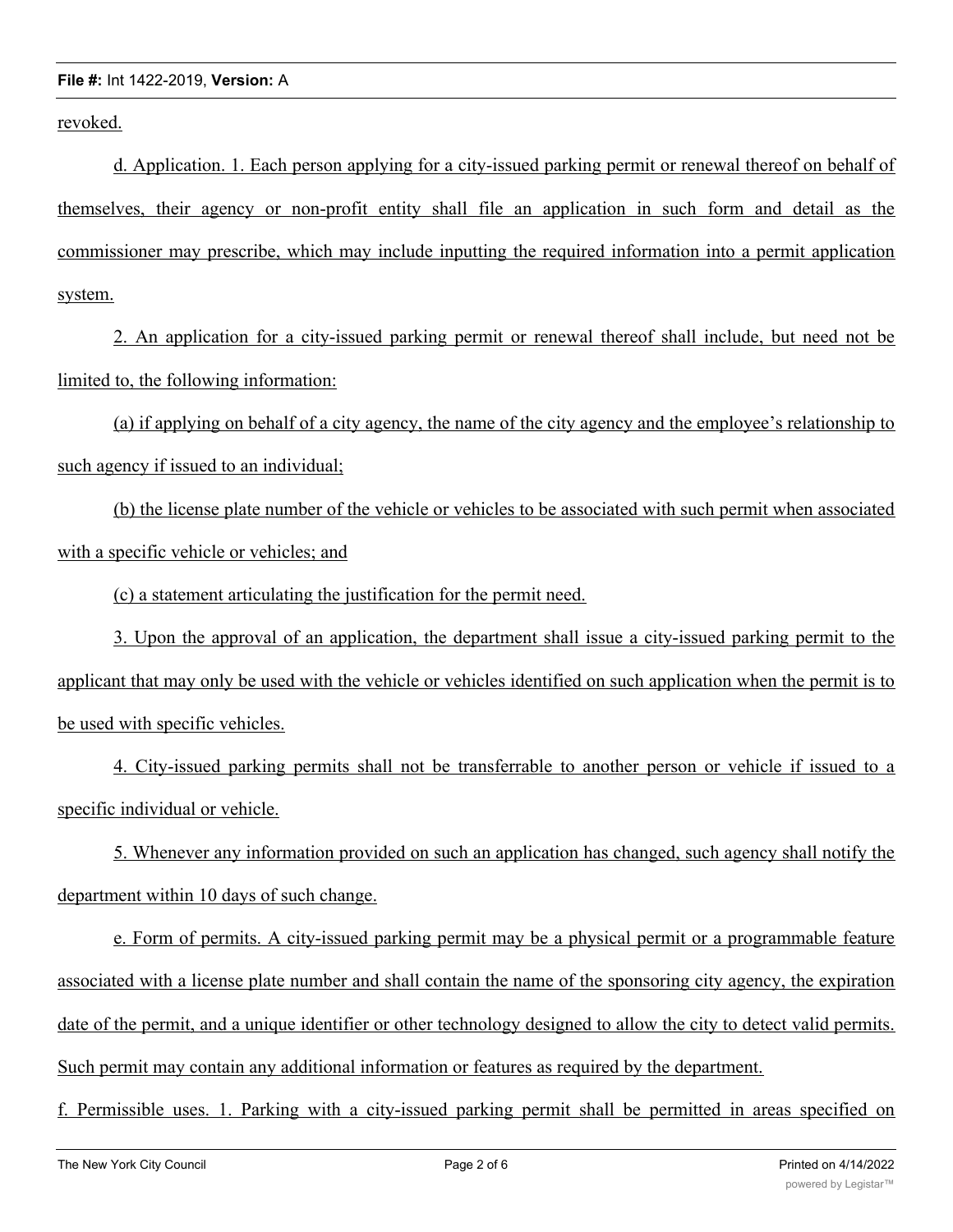revoked.

d. Application. 1. Each person applying for a city-issued parking permit or renewal thereof on behalf of themselves, their agency or non-profit entity shall file an application in such form and detail as the commissioner may prescribe, which may include inputting the required information into a permit application system.

2. An application for a city-issued parking permit or renewal thereof shall include, but need not be limited to, the following information:

(a) if applying on behalf of a city agency, the name of the city agency and the employee's relationship to such agency if issued to an individual;

(b) the license plate number of the vehicle or vehicles to be associated with such permit when associated with a specific vehicle or vehicles; and

(c) a statement articulating the justification for the permit need.

3. Upon the approval of an application, the department shall issue a city-issued parking permit to the applicant that may only be used with the vehicle or vehicles identified on such application when the permit is to be used with specific vehicles.

4. City-issued parking permits shall not be transferrable to another person or vehicle if issued to a specific individual or vehicle.

5. Whenever any information provided on such an application has changed, such agency shall notify the department within 10 days of such change.

e. Form of permits. A city-issued parking permit may be a physical permit or a programmable feature associated with a license plate number and shall contain the name of the sponsoring city agency, the expiration date of the permit, and a unique identifier or other technology designed to allow the city to detect valid permits. Such permit may contain any additional information or features as required by the department.

f. Permissible uses. 1. Parking with a city-issued parking permit shall be permitted in areas specified on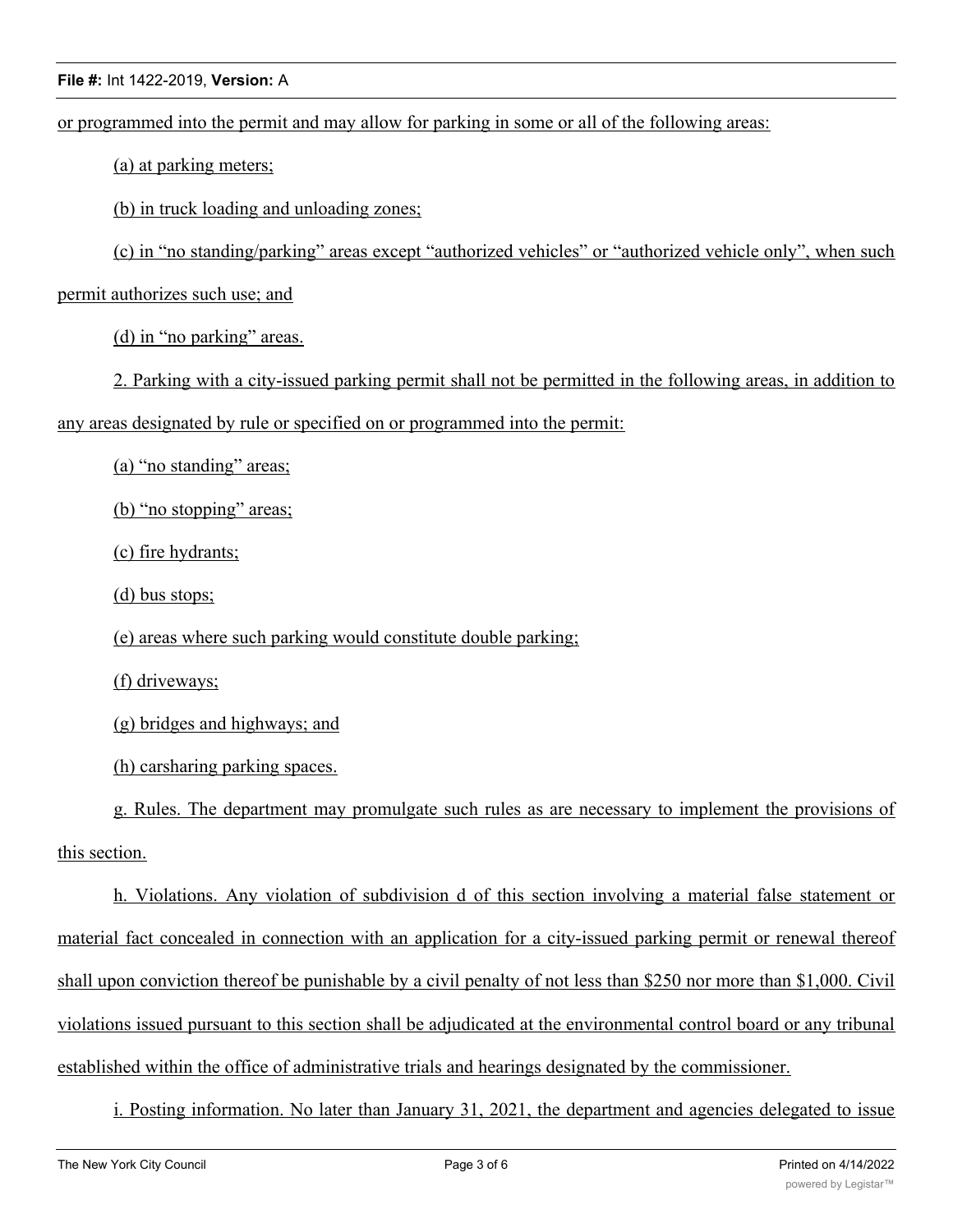or programmed into the permit and may allow for parking in some or all of the following areas:

(a) at parking meters;

(b) in truck loading and unloading zones;

(c) in "no standing/parking" areas except "authorized vehicles" or "authorized vehicle only", when such permit authorizes such use; and

(d) in "no parking" areas.

2. Parking with a city-issued parking permit shall not be permitted in the following areas, in addition to any areas designated by rule or specified on or programmed into the permit:

(a) "no standing" areas;

(b) "no stopping" areas;

(c) fire hydrants;

(d) bus stops;

(e) areas where such parking would constitute double parking;

(f) driveways;

(g) bridges and highways; and

(h) carsharing parking spaces.

g. Rules. The department may promulgate such rules as are necessary to implement the provisions of this section.

h. Violations. Any violation of subdivision d of this section involving a material false statement or material fact concealed in connection with an application for a city-issued parking permit or renewal thereof shall upon conviction thereof be punishable by a civil penalty of not less than $250 nor more than $1,000. Civil violations issued pursuant to this section shall be adjudicated at the environmental control board or any tribunal established within the office of administrative trials and hearings designated by the commissioner.

i. Posting information. No later than January 31, 2021, the department and agencies delegated to issue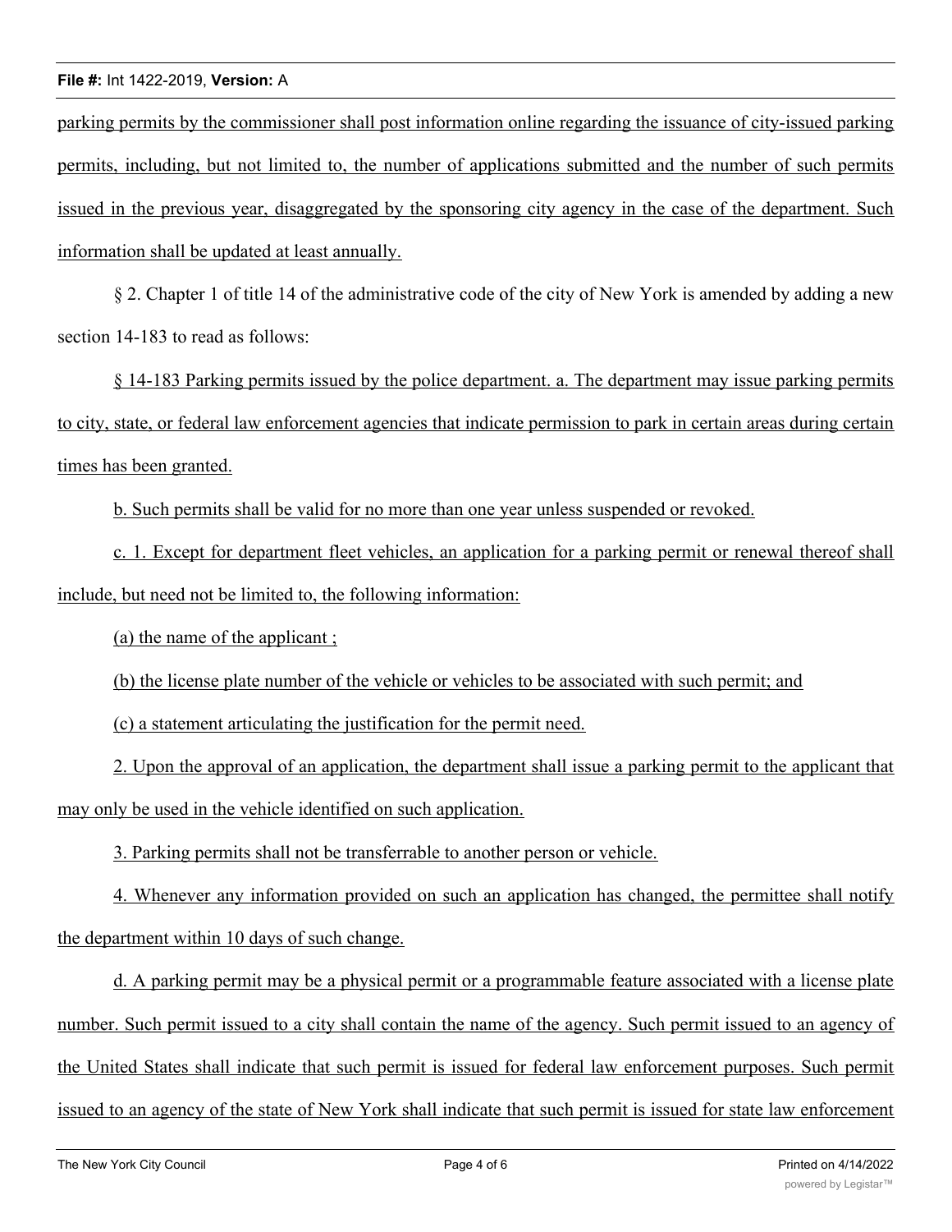parking permits by the commissioner shall post information online regarding the issuance of city-issued parking permits, including, but not limited to, the number of applications submitted and the number of such permits issued in the previous year, disaggregated by the sponsoring city agency in the case of the department. Such information shall be updated at least annually.

§ 2. Chapter 1 of title 14 of the administrative code of the city of New York is amended by adding a new section 14-183 to read as follows:

§ 14-183 Parking permits issued by the police department. a. The department may issue parking permits to city, state, or federal law enforcement agencies that indicate permission to park in certain areas during certain times has been granted.

b. Such permits shall be valid for no more than one year unless suspended or revoked.

c. 1. Except for department fleet vehicles, an application for a parking permit or renewal thereof shall include, but need not be limited to, the following information:

(a) the name of the applicant ;

(b) the license plate number of the vehicle or vehicles to be associated with such permit; and

(c) a statement articulating the justification for the permit need.

2. Upon the approval of an application, the department shall issue a parking permit to the applicant that may only be used in the vehicle identified on such application.

3. Parking permits shall not be transferrable to another person or vehicle.

4. Whenever any information provided on such an application has changed, the permittee shall notify the department within 10 days of such change.

d. A parking permit may be a physical permit or a programmable feature associated with a license plate number. Such permit issued to a city shall contain the name of the agency. Such permit issued to an agency of the United States shall indicate that such permit is issued for federal law enforcement purposes. Such permit issued to an agency of the state of New York shall indicate that such permit is issued for state law enforcement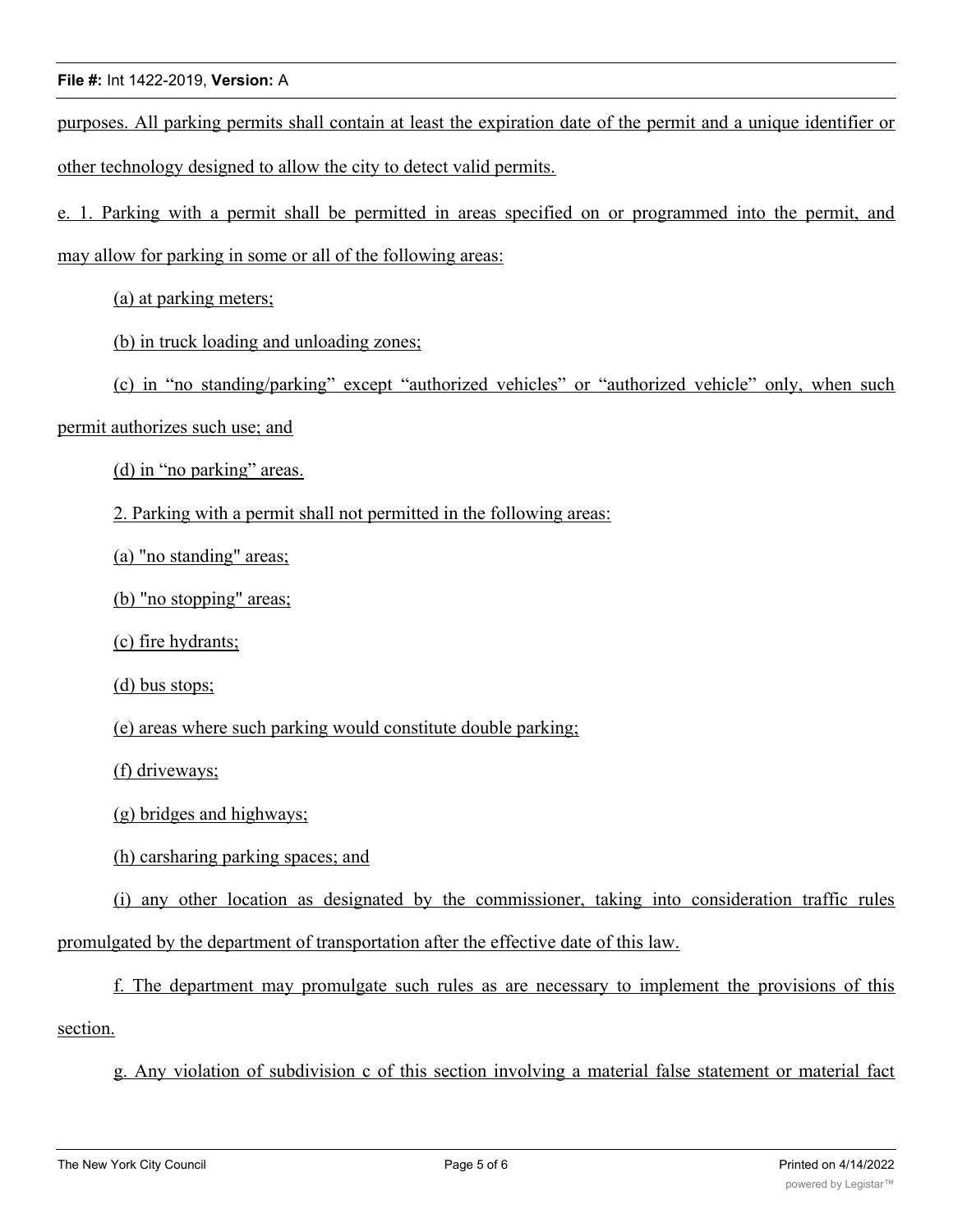purposes. All parking permits shall contain at least the expiration date of the permit and a unique identifier or other technology designed to allow the city to detect valid permits.

e. 1. Parking with a permit shall be permitted in areas specified on or programmed into the permit, and may allow for parking in some or all of the following areas:

(a) at parking meters;

(b) in truck loading and unloading zones;

(c) in "no standing/parking" except "authorized vehicles" or "authorized vehicle" only, when such permit authorizes such use; and

(d) in "no parking" areas.

2. Parking with a permit shall not permitted in the following areas:

(a) "no standing" areas;

(b) "no stopping" areas;

(c) fire hydrants;

(d) bus stops;

(e) areas where such parking would constitute double parking;

(f) driveways;

(g) bridges and highways;

(h) carsharing parking spaces; and

(i) any other location as designated by the commissioner, taking into consideration traffic rules promulgated by the department of transportation after the effective date of this law.

f. The department may promulgate such rules as are necessary to implement the provisions of this section.

g. Any violation of subdivision c of this section involving a material false statement or material fact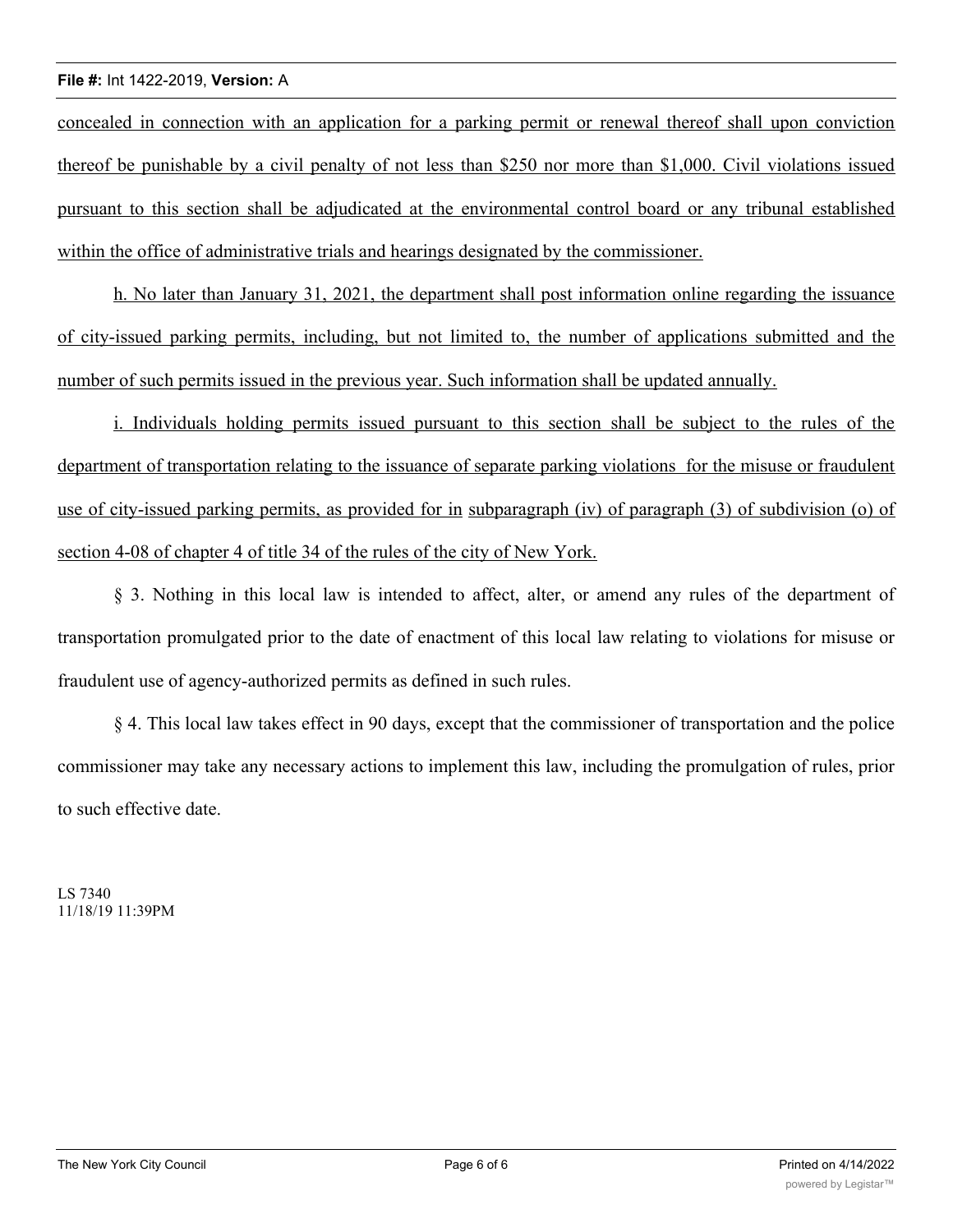concealed in connection with an application for a parking permit or renewal thereof shall upon conviction thereof be punishable by a civil penalty of not less than $250 nor more than $1,000. Civil violations issued pursuant to this section shall be adjudicated at the environmental control board or any tribunal established within the office of administrative trials and hearings designated by the commissioner.

h. No later than January 31, 2021, the department shall post information online regarding the issuance of city-issued parking permits, including, but not limited to, the number of applications submitted and the number of such permits issued in the previous year. Such information shall be updated annually.

i. Individuals holding permits issued pursuant to this section shall be subject to the rules of the department of transportation relating to the issuance of separate parking violations for the misuse or fraudulent use of city-issued parking permits, as provided for in subparagraph (iv) of paragraph (3) of subdivision (o) of section 4-08 of chapter 4 of title 34 of the rules of the city of New York.

§ 3. Nothing in this local law is intended to affect, alter, or amend any rules of the department of transportation promulgated prior to the date of enactment of this local law relating to violations for misuse or fraudulent use of agency-authorized permits as defined in such rules.

§ 4. This local law takes effect in 90 days, except that the commissioner of transportation and the police commissioner may take any necessary actions to implement this law, including the promulgation of rules, prior to such effective date.

LS 7340
11/18/19 11:39PM